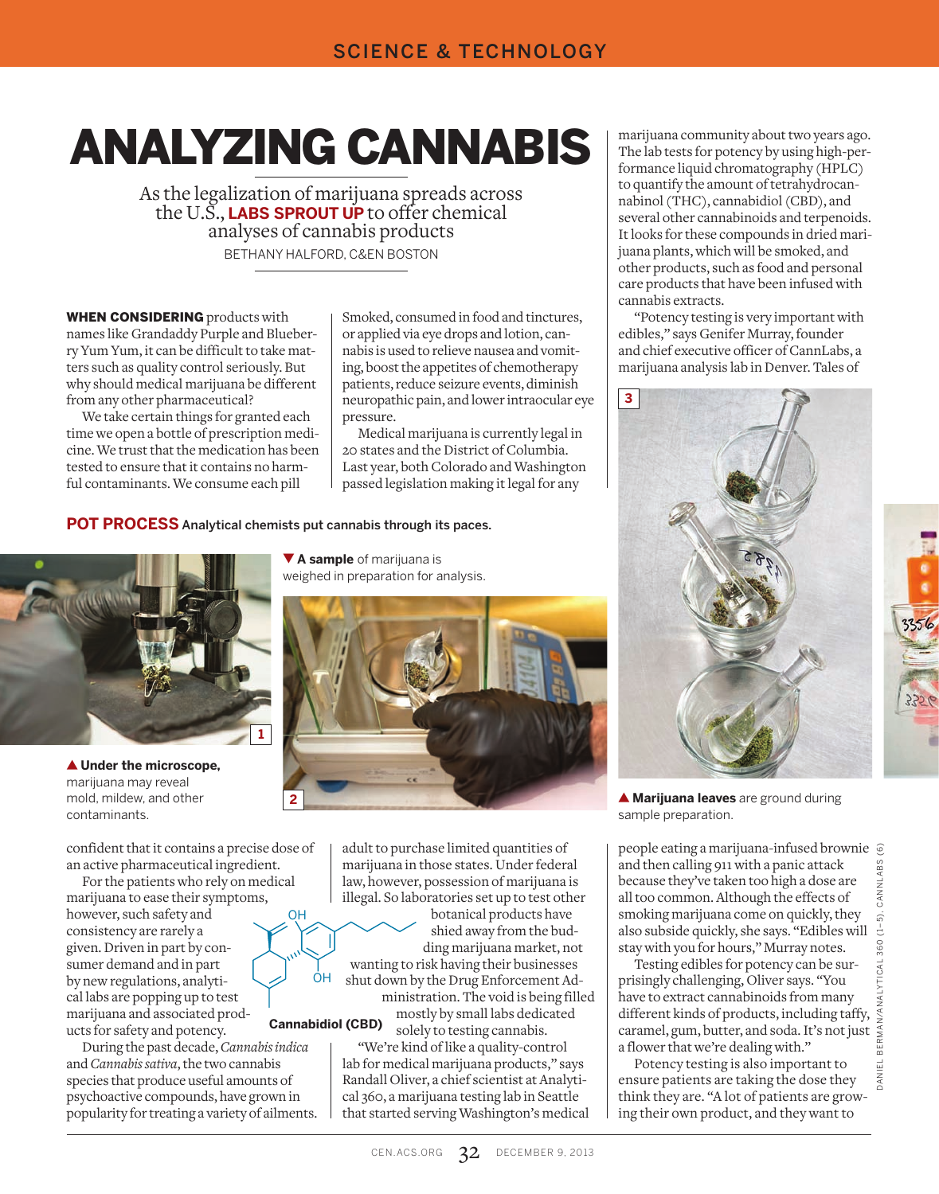# ANALYZING CANNABIS

As the legalization of marijuana spreads across the U.S., **LABS SPROUT UP** to offer chemical analyses of cannabis products

BETHANY HALFORD, C&EN BOSTON

**WHEN CONSIDERING** products with names like Grandaddy Purple and Blueberry Yum Yum, it can be difficult to take matters such as quality control seriously. But why should medical marijuana be different from any other pharmaceutical?

We take certain things for granted each time we open a bottle of prescription medicine. We trust that the medication has been tested to ensure that it contains no harmful contaminants. We consume each pill confident that it contains a precise dose of an active pharmaceutical ingredient.

For the patients who rely on medical marijuana to ease their symptoms, however, such safety and consistency are rarely a given. Driven in part by consumer demand and in part by new regulations, analytical labs are popping up to test marijuana and associated products for safety and potency.

During the past decade, *Cannabis indica* and *Cannabis sativa*, the two cannabis species that produce useful amounts of psychoactive compounds, have grown in popularity for treating a variety of ailments. Smoked, consumed in food and tinctures, or applied via eye drops and lotion, cannabis is used to relieve nausea and vomiting, boost the appetites of chemotherapy patients, reduce seizure events, diminish neuropathic pain, and lower intraocular eye pressure.

Medical marijuana is currently legal in 20 states and the District of Columbia. Last year, both Colorado and Washington passed legislation making it legal for any adult to purchase limited quantities of marijuana in those states. Under federal law, however, possession of marijuana is illegal. So laboratories set up to test other botanical products have shied away from the budding marijuana market, not wanting to risk having their businesses shut down by the Drug Enforcement Administration. The void is being filled mostly by small labs dedicated solely to testing cannabis.

**Cannabidiol (CBD)**

"We're kind of like a quality-control lab for medical marijuana products," says Randall Oliver, a chief scientist at Analytical 360, a marijuana testing lab in Seattle that started serving Washington's medical marijuana community about two years ago. The lab tests for potency by using high-performance liquid chromatography (HPLC) to quantify the amount of tetrahydrocannabinol (THC), cannabidiol (CBD), and several other cannabinoids and terpenoids. It looks for these compounds in dried marijuana plants, which will be smoked, and other products, such as food and personal care products that have been infused with cannabis extracts.

"Potency testing is very important with edibles," says Genifer Murray, founder and chief executive officer of CannLabs, a marijuana analysis lab in Denver. Tales of people eating a marijuana-infused brownie and then calling 911 with a panic attack because they've taken too high a dose are all too common. Although the effects of smoking marijuana come on quickly, they also subside quickly, she says. "Edibles will stay with you for hours," Murray notes.

Testing edibles for potency can be surprisingly challenging, Oliver says. "You have to extract cannabinoids from many different kinds of products, including taffy, caramel, gum, butter, and soda. It's not just a flower that we're dealing with."

Potency testing is also important to ensure patients are taking the dose they think they are. "A lot of patients are growing their own product, and they want to

## POT PROCESS Analytical chemists put cannabis through its paces.

▲ **Under the microscope,** marijuana may reveal mold, mildew, and other contaminants.

▼ **A sample** of marijuana is weighed in preparation for analysis.

▲ **Marijuana leaves** are ground during sample preparation.

DANIEL BERMAN/ANALYTICAL 360 (1–5), CANNLABS (6)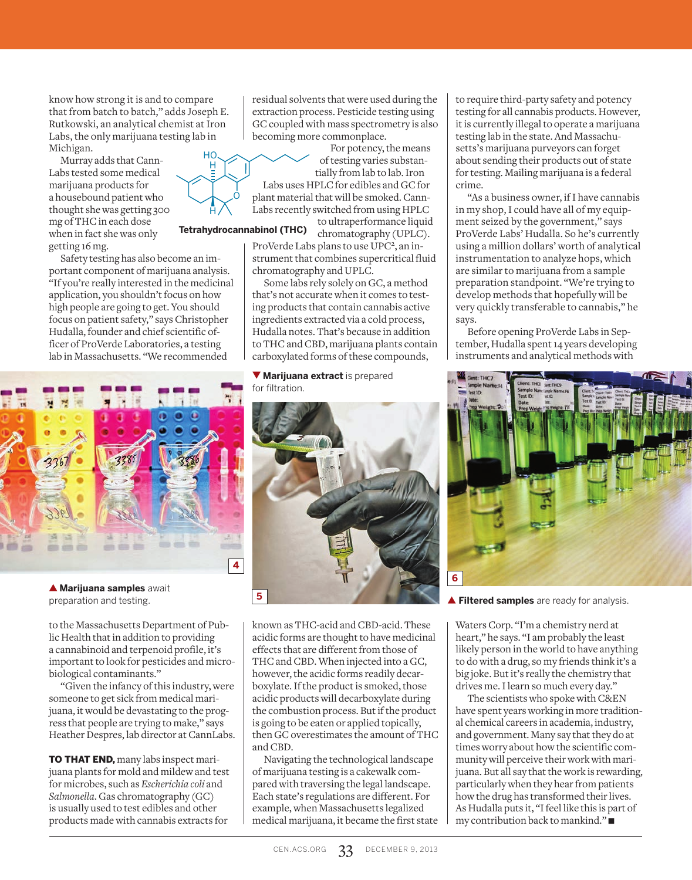know how strong it is and to compare that from batch to batch," adds Joseph E. Rutkowski, an analytical chemist at Iron Labs, the only marijuana testing lab in Michigan.

Murray adds that Cann-Labs tested some medical marijuana products for a housebound patient who thought she was getting 300 mg of THC in each dose when in fact she was only getting 16 mg.

Safety testing has also become an important component of marijuana analysis. "If you're really interested in the medicinal application, you shouldn't focus on how high people are going to get. You should focus on patient safety," says Christopher Hudalla, founder and chief scientific officer of ProVerde Laboratories, a testing lab in Massachusetts. "We recommended to the Massachusetts Department of Public Health that in addition to providing a cannabinoid and terpenoid profile, it's important to look for pesticides and microbiological contaminants."

"Given the infancy of this industry, were someone to get sick from medical marijuana, it would be devastating to the progress that people are trying to make," says Heather Despres, lab director at CannLabs.

**TO THAT END,** many labs inspect marijuana plants for mold and mildew and test for microbes, such as *Escherichia coli* and *Salmonella*. Gas chromatography (GC) is usually used to test edibles and other products made with cannabis extracts for residual solvents that were used during the extraction process. Pesticide testing using GC coupled with mass spectrometry is also becoming more commonplace.

**Tetrahydrocannabinol (THC)**

For potency, the means of testing varies substantially from lab to lab. Iron Labs uses HPLC for edibles and GC for plant material that will be smoked. CannLabs recently switched from using HPLC to ultraperformance liquid chromatography (UPLC). ProVerde Labs plans to use UPC², an instrument that combines supercritical fluid chromatography and UPLC.

Some labs rely solely on GC, a method that's not accurate when it comes to testing products that contain cannabis active ingredients extracted via a cold process, Hudalla notes. That's because in addition to THC and CBD, marijuana plants contain carboxylated forms of these compounds, known as THC-acid and CBD-acid. These acidic forms are thought to have medicinal effects that are different from those of THC and CBD. When injected into a GC, however, the acidic forms readily decarboxylate. If the product is smoked, those acidic products will decarboxylate during the combustion process. But if the product is going to be eaten or applied topically, then GC overestimates the amount of THC and CBD.

Navigating the technological landscape of marijuana testing is a cakewalk compared with traversing the legal landscape. Each state's regulations are different. For example, when Massachusetts legalized medical marijuana, it became the first state to require third-party safety and potency testing for all cannabis products. However, it is currently illegal to operate a marijuana testing lab in the state. And Massachusetts's marijuana purveyors can forget about sending their products out of state for testing. Mailing marijuana is a federal crime.

"As a business owner, if I have cannabis in my shop, I could have all of my equipment seized by the government," says ProVerde Labs' Hudalla. So he's currently using a million dollars' worth of analytical instrumentation to analyze hops, which are similar to marijuana from a sample preparation standpoint. "We're trying to develop methods that hopefully will be very quickly transferable to cannabis," he says.

Before opening ProVerde Labs in September, Hudalla spent 14 years developing instruments and analytical methods with Waters Corp. "I'm a chemistry nerd at heart," he says. "I am probably the least likely person in the world to have anything to do with a drug, so my friends think it's a big joke. But it's really the chemistry that drives me. I learn so much every day."

The scientists who spoke with C&EN have spent years working in more traditional chemical careers in academia, industry, and government. Many say that they do at times worry about how the scientific community will perceive their work with marijuana. But all say that the work is rewarding, particularly when they hear from patients how the drug has transformed their lives. As Hudalla puts it, "I feel like this is part of my contribution back to mankind." ■

▲ **Marijuana samples** await preparation and testing.

▼ **Marijuana extract** is prepared for filtration.

▲ **Filtered samples** are ready for analysis.